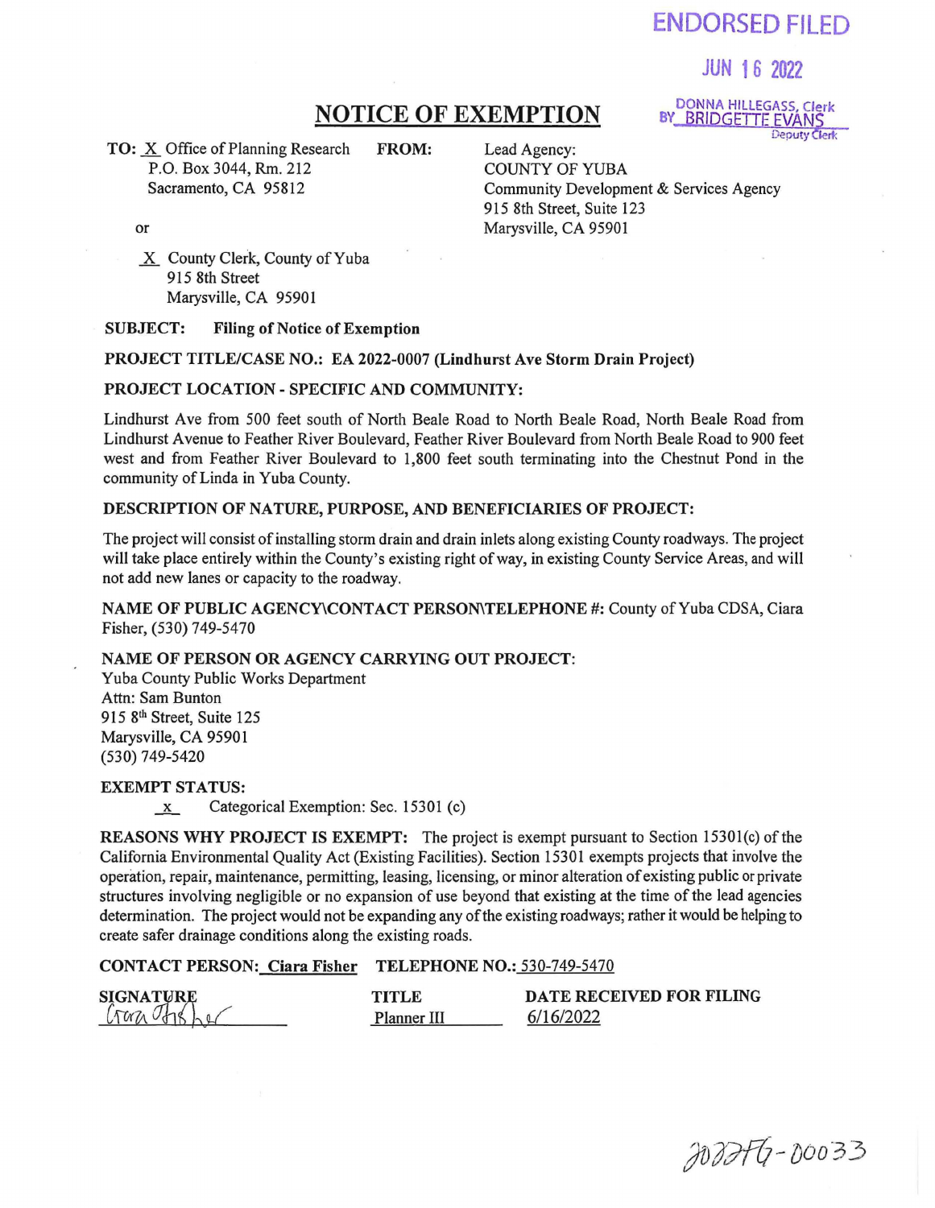ENDORSED FILED

JUN 16 2022

DONNA HILLEGASS, Clerk
BY BRIDGETTE EVANS
Deputy Clerk

# NOTICE OF EXEMPTION

**TO:** X Office of Planning Research
P.O. Box 3044, Rm. 212
Sacramento, CA 95812

or

X County Clerk, County of Yuba
915 8th Street
Marysville, CA 95901

**FROM:**
Lead Agency:
COUNTY OF YUBA
Community Development & Services Agency
915 8th Street, Suite 123
Marysville, CA 95901

**SUBJECT:** **Filing of Notice of Exemption**

**PROJECT TITLE/CASE NO.: EA 2022-0007 (Lindhurst Ave Storm Drain Project)**

**PROJECT LOCATION - SPECIFIC AND COMMUNITY:**

Lindhurst Ave from 500 feet south of North Beale Road to North Beale Road, North Beale Road from Lindhurst Avenue to Feather River Boulevard, Feather River Boulevard from North Beale Road to 900 feet west and from Feather River Boulevard to 1,800 feet south terminating into the Chestnut Pond in the community of Linda in Yuba County.

**DESCRIPTION OF NATURE, PURPOSE, AND BENEFICIARIES OF PROJECT:**

The project will consist of installing storm drain and drain inlets along existing County roadways. The project will take place entirely within the County's existing right of way, in existing County Service Areas, and will not add new lanes or capacity to the roadway.

**NAME OF PUBLIC AGENCY\CONTACT PERSON\TELEPHONE #:** County of Yuba CDSA, Ciara Fisher, (530) 749-5470

**NAME OF PERSON OR AGENCY CARRYING OUT PROJECT:**
Yuba County Public Works Department
Attn: Sam Bunton
915 8th Street, Suite 125
Marysville, CA 95901
(530) 749-5420

**EXEMPT STATUS:**
x Categorical Exemption: Sec. 15301 (c)

**REASONS WHY PROJECT IS EXEMPT:** The project is exempt pursuant to Section 15301(c) of the California Environmental Quality Act (Existing Facilities). Section 15301 exempts projects that involve the operation, repair, maintenance, permitting, leasing, licensing, or minor alteration of existing public or private structures involving negligible or no expansion of use beyond that existing at the time of the lead agencies determination. The project would not be expanding any of the existing roadways; rather it would be helping to create safer drainage conditions along the existing roads.

**CONTACT PERSON:** Ciara Fisher **TELEPHONE NO.:** 530-749-5470

| SIGNATURE | TITLE | DATE RECEIVED FOR FILING |
|---|---|---|
| Ciara Fisher | Planner III | 6/16/2022 |

2022FG-00033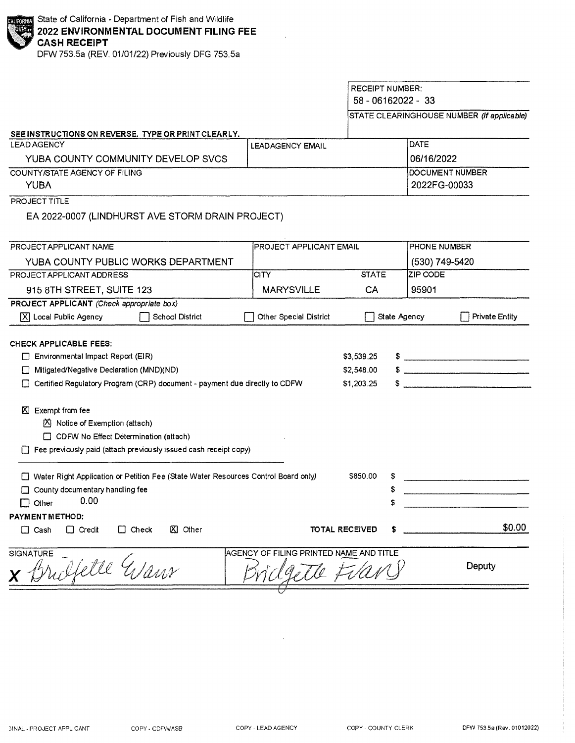State of California - Department of Fish and Wildlife

**2022 ENVIRONMENTAL DOCUMENT FILING FEE**
**CASH RECEIPT**

DFW 753.5a (REV. 01/01/22) Previously DFG 753.5a

| | |
|---|---|
| RECEIPT NUMBER: | 58 - 06162022 - 33 |
| STATE CLEARINGHOUSE NUMBER *(If applicable)* | |

**SEE INSTRUCTIONS ON REVERSE. TYPE OR PRINT CLEARLY.**

| LEAD AGENCY | LEAD AGENCY EMAIL | DATE |
|---|---|---|
| YUBA COUNTY COMMUNITY DEVELOP SVCS | | 06/16/2022 |

| COUNTY/STATE AGENCY OF FILING | DOCUMENT NUMBER |
|---|---|
| YUBA | 2022FG-00033 |

PROJECT TITLE

EA 2022-0007 (LINDHURST AVE STORM DRAIN PROJECT)

| PROJECT APPLICANT NAME | PROJECT APPLICANT EMAIL | | PHONE NUMBER |
|---|---|---|---|
| YUBA COUNTY PUBLIC WORKS DEPARTMENT | | | (530) 749-5420 |
| **PROJECT APPLICANT ADDRESS** | **CITY** | **STATE** | **ZIP CODE** |
| 915 8TH STREET, SUITE 123 | MARYSVILLE | CA | 95901 |

**PROJECT APPLICANT** *(Check appropriate box)*

- [X] Local Public Agency
- [ ] School District
- [ ] Other Special District
- [ ] State Agency
- [ ] Private Entity

**CHECK APPLICABLE FEES:**

| | | |
|---|---|---|
| ☐ Environmental Impact Report (EIR) | $3,539.25 | $ |
| ☐ Mitigated/Negative Declaration (MND)(ND) | $2,548.00 | $ |
| ☐ Certified Regulatory Program (CRP) document - payment due directly to CDFW | $1,203.25 | $ |

- [X] Exempt from fee
  - [X] Notice of Exemption (attach)
  - [ ] CDFW No Effect Determination (attach)
- [ ] Fee previously paid (attach previously issued cash receipt copy)

| | | |
|---|---|---|
| ☐ Water Right Application or Petition Fee (State Water Resources Control Board only) | $850.00 | $ |
| ☐ County documentary handling fee | | $ |
| ☐ Other 0.00 | | $ |

**PAYMENT METHOD:**

☐ Cash ☐ Credit ☐ Check ☒ Other

**TOTAL RECEIVED** $ $0.00

| SIGNATURE | AGENCY OF FILING PRINTED NAME AND TITLE | |
|---|---|---|
| X Bridgette Evans | Bridgette Evans | Deputy |

ORIGINAL - PROJECT APPLICANT COPY - CDFW/ASB COPY - LEAD AGENCY COPY - COUNTY CLERK DFW 753.5a (Rev. 01012022)